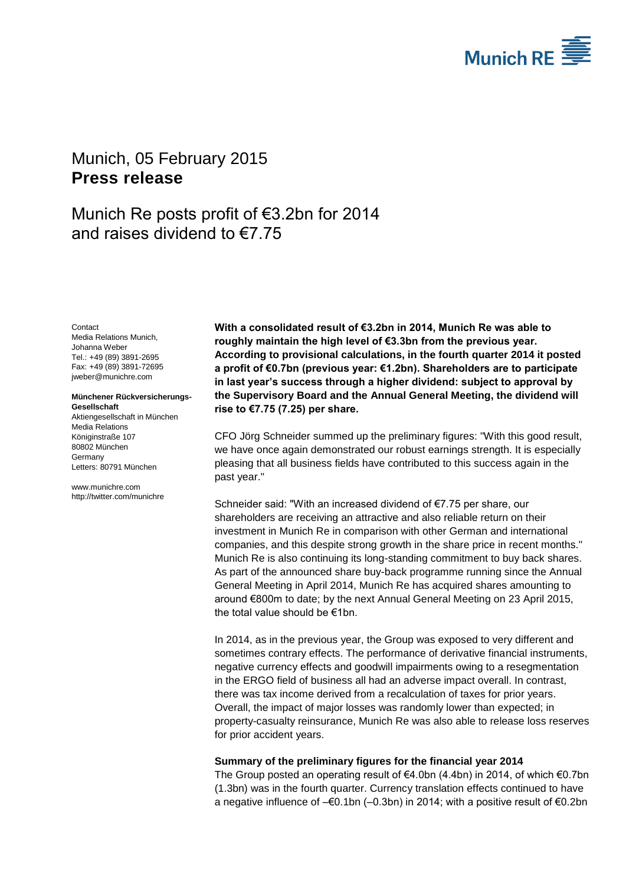Munich, 05 February 2015
**Press release**

# Munich Re posts profit of €3.2bn for 2014 and raises dividend to €7.75

Contact
Media Relations Munich,
Johanna Weber
Tel.: +49 (89) 3891-2695
Fax: +49 (89) 3891-72695
jweber@munichre.com

**Münchener Rückversicherungs-Gesellschaft**
Aktiengesellschaft in München
Media Relations
Königinstraße 107
80802 München
Germany
Letters: 80791 München

www.munichre.com
http://twitter.com/munichre

**With a consolidated result of €3.2bn in 2014, Munich Re was able to roughly maintain the high level of €3.3bn from the previous year. According to provisional calculations, in the fourth quarter 2014 it posted a profit of €0.7bn (previous year: €1.2bn). Shareholders are to participate in last year's success through a higher dividend: subject to approval by the Supervisory Board and the Annual General Meeting, the dividend will rise to €7.75 (7.25) per share.**

CFO Jörg Schneider summed up the preliminary figures: "With this good result, we have once again demonstrated our robust earnings strength. It is especially pleasing that all business fields have contributed to this success again in the past year."

Schneider said: "With an increased dividend of €7.75 per share, our shareholders are receiving an attractive and also reliable return on their investment in Munich Re in comparison with other German and international companies, and this despite strong growth in the share price in recent months." Munich Re is also continuing its long-standing commitment to buy back shares. As part of the announced share buy-back programme running since the Annual General Meeting in April 2014, Munich Re has acquired shares amounting to around €800m to date; by the next Annual General Meeting on 23 April 2015, the total value should be €1bn.

In 2014, as in the previous year, the Group was exposed to very different and sometimes contrary effects. The performance of derivative financial instruments, negative currency effects and goodwill impairments owing to a resegmentation in the ERGO field of business all had an adverse impact overall. In contrast, there was tax income derived from a recalculation of taxes for prior years. Overall, the impact of major losses was randomly lower than expected; in property-casualty reinsurance, Munich Re was also able to release loss reserves for prior accident years.

**Summary of the preliminary figures for the financial year 2014**
The Group posted an operating result of €4.0bn (4.4bn) in 2014, of which €0.7bn (1.3bn) was in the fourth quarter. Currency translation effects continued to have a negative influence of –€0.1bn (–0.3bn) in 2014; with a positive result of €0.2bn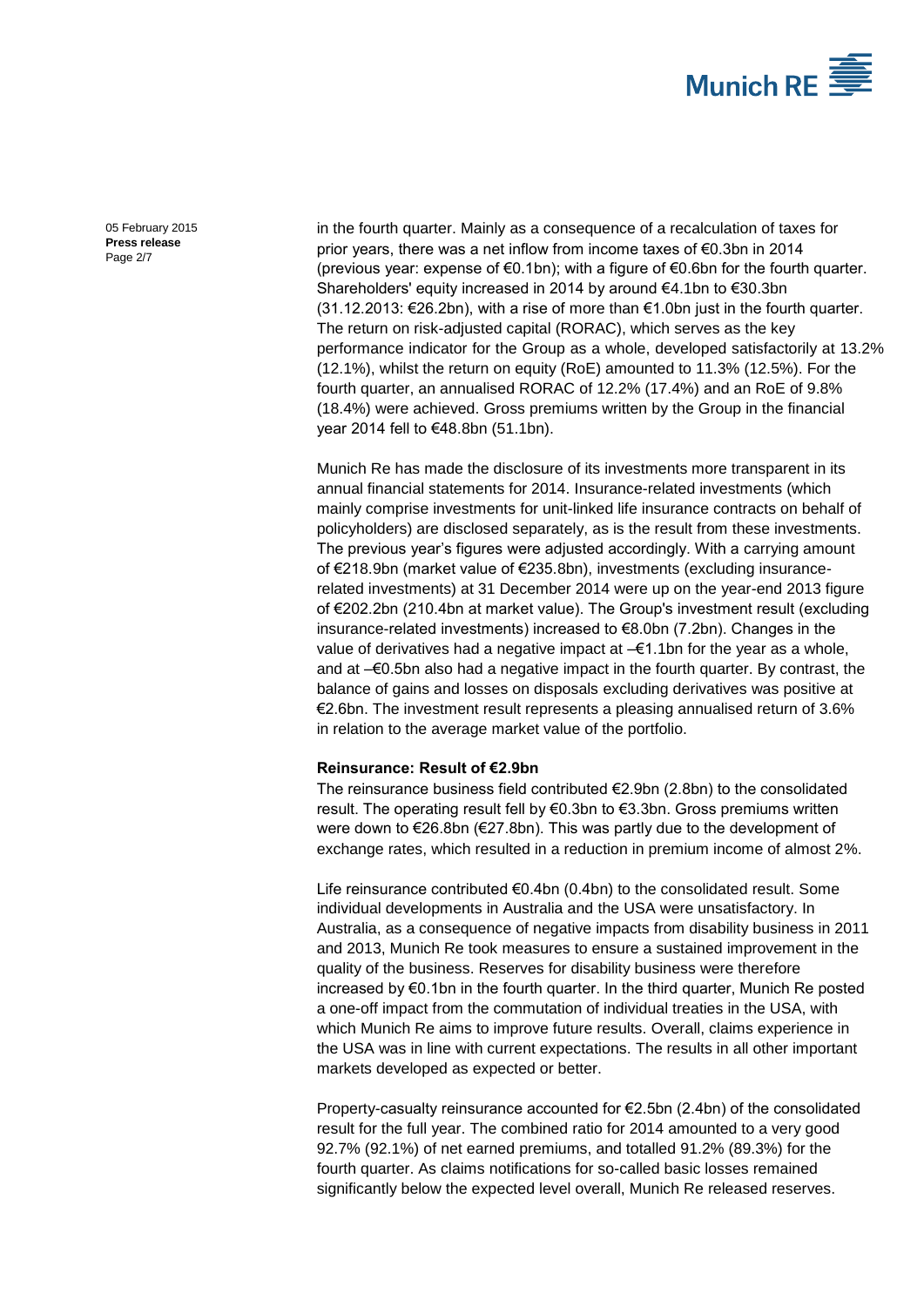in the fourth quarter. Mainly as a consequence of a recalculation of taxes for prior years, there was a net inflow from income taxes of €0.3bn in 2014 (previous year: expense of €0.1bn); with a figure of €0.6bn for the fourth quarter. Shareholders' equity increased in 2014 by around €4.1bn to €30.3bn (31.12.2013: €26.2bn), with a rise of more than €1.0bn just in the fourth quarter. The return on risk-adjusted capital (RORAC), which serves as the key performance indicator for the Group as a whole, developed satisfactorily at 13.2% (12.1%), whilst the return on equity (RoE) amounted to 11.3% (12.5%). For the fourth quarter, an annualised RORAC of 12.2% (17.4%) and an RoE of 9.8% (18.4%) were achieved. Gross premiums written by the Group in the financial year 2014 fell to €48.8bn (51.1bn).

Munich Re has made the disclosure of its investments more transparent in its annual financial statements for 2014. Insurance-related investments (which mainly comprise investments for unit-linked life insurance contracts on behalf of policyholders) are disclosed separately, as is the result from these investments. The previous year's figures were adjusted accordingly. With a carrying amount of €218.9bn (market value of €235.8bn), investments (excluding insurance-related investments) at 31 December 2014 were up on the year-end 2013 figure of €202.2bn (210.4bn at market value). The Group's investment result (excluding insurance-related investments) increased to €8.0bn (7.2bn). Changes in the value of derivatives had a negative impact at –€1.1bn for the year as a whole, and at –€0.5bn also had a negative impact in the fourth quarter. By contrast, the balance of gains and losses on disposals excluding derivatives was positive at €2.6bn. The investment result represents a pleasing annualised return of 3.6% in relation to the average market value of the portfolio.

**Reinsurance: Result of €2.9bn**

The reinsurance business field contributed €2.9bn (2.8bn) to the consolidated result. The operating result fell by €0.3bn to €3.3bn. Gross premiums written were down to €26.8bn (€27.8bn). This was partly due to the development of exchange rates, which resulted in a reduction in premium income of almost 2%.

Life reinsurance contributed €0.4bn (0.4bn) to the consolidated result. Some individual developments in Australia and the USA were unsatisfactory. In Australia, as a consequence of negative impacts from disability business in 2011 and 2013, Munich Re took measures to ensure a sustained improvement in the quality of the business. Reserves for disability business were therefore increased by €0.1bn in the fourth quarter. In the third quarter, Munich Re posted a one-off impact from the commutation of individual treaties in the USA, with which Munich Re aims to improve future results. Overall, claims experience in the USA was in line with current expectations. The results in all other important markets developed as expected or better.

Property-casualty reinsurance accounted for €2.5bn (2.4bn) of the consolidated result for the full year. The combined ratio for 2014 amounted to a very good 92.7% (92.1%) of net earned premiums, and totalled 91.2% (89.3%) for the fourth quarter. As claims notifications for so-called basic losses remained significantly below the expected level overall, Munich Re released reserves.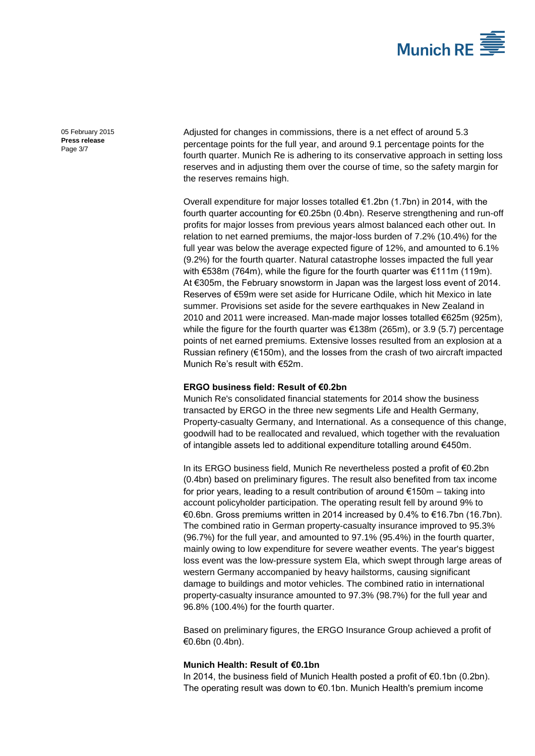Adjusted for changes in commissions, there is a net effect of around 5.3 percentage points for the full year, and around 9.1 percentage points for the fourth quarter. Munich Re is adhering to its conservative approach in setting loss reserves and in adjusting them over the course of time, so the safety margin for the reserves remains high.

Overall expenditure for major losses totalled €1.2bn (1.7bn) in 2014, with the fourth quarter accounting for €0.25bn (0.4bn). Reserve strengthening and run-off profits for major losses from previous years almost balanced each other out. In relation to net earned premiums, the major-loss burden of 7.2% (10.4%) for the full year was below the average expected figure of 12%, and amounted to 6.1% (9.2%) for the fourth quarter. Natural catastrophe losses impacted the full year with €538m (764m), while the figure for the fourth quarter was €111m (119m). At €305m, the February snowstorm in Japan was the largest loss event of 2014. Reserves of €59m were set aside for Hurricane Odile, which hit Mexico in late summer. Provisions set aside for the severe earthquakes in New Zealand in 2010 and 2011 were increased. Man-made major losses totalled €625m (925m), while the figure for the fourth quarter was €138m (265m), or 3.9 (5.7) percentage points of net earned premiums. Extensive losses resulted from an explosion at a Russian refinery (€150m), and the losses from the crash of two aircraft impacted Munich Re's result with €52m.

**ERGO business field: Result of €0.2bn**

Munich Re's consolidated financial statements for 2014 show the business transacted by ERGO in the three new segments Life and Health Germany, Property-casualty Germany, and International. As a consequence of this change, goodwill had to be reallocated and revalued, which together with the revaluation of intangible assets led to additional expenditure totalling around €450m.

In its ERGO business field, Munich Re nevertheless posted a profit of €0.2bn (0.4bn) based on preliminary figures. The result also benefited from tax income for prior years, leading to a result contribution of around €150m – taking into account policyholder participation. The operating result fell by around 9% to €0.6bn. Gross premiums written in 2014 increased by 0.4% to €16.7bn (16.7bn). The combined ratio in German property-casualty insurance improved to 95.3% (96.7%) for the full year, and amounted to 97.1% (95.4%) in the fourth quarter, mainly owing to low expenditure for severe weather events. The year's biggest loss event was the low-pressure system Ela, which swept through large areas of western Germany accompanied by heavy hailstorms, causing significant damage to buildings and motor vehicles. The combined ratio in international property-casualty insurance amounted to 97.3% (98.7%) for the full year and 96.8% (100.4%) for the fourth quarter.

Based on preliminary figures, the ERGO Insurance Group achieved a profit of €0.6bn (0.4bn).

**Munich Health: Result of €0.1bn**

In 2014, the business field of Munich Health posted a profit of €0.1bn (0.2bn). The operating result was down to €0.1bn. Munich Health's premium income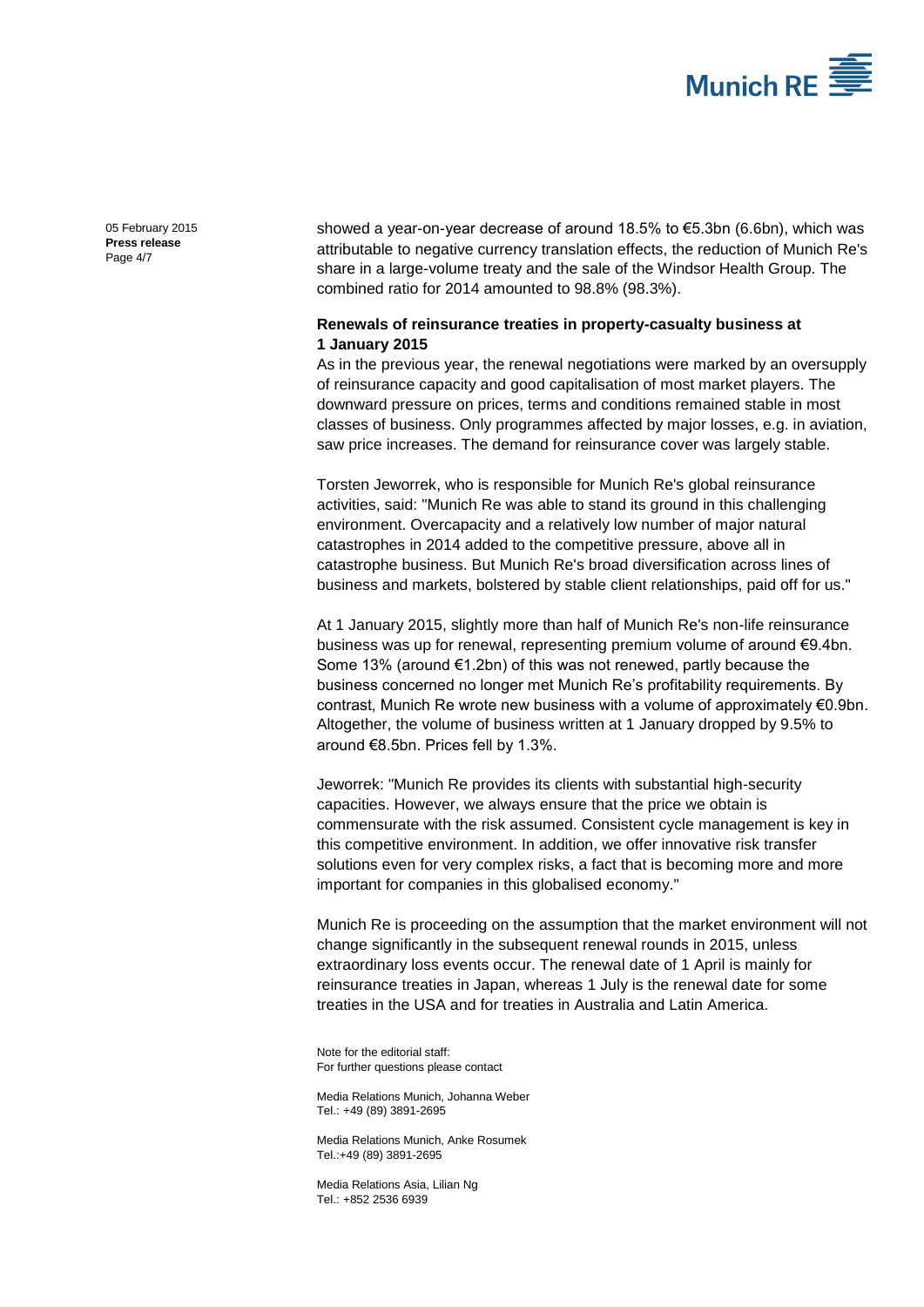showed a year-on-year decrease of around 18.5% to €5.3bn (6.6bn), which was attributable to negative currency translation effects, the reduction of Munich Re's share in a large-volume treaty and the sale of the Windsor Health Group. The combined ratio for 2014 amounted to 98.8% (98.3%).

**Renewals of reinsurance treaties in property-casualty business at 1 January 2015**

As in the previous year, the renewal negotiations were marked by an oversupply of reinsurance capacity and good capitalisation of most market players. The downward pressure on prices, terms and conditions remained stable in most classes of business. Only programmes affected by major losses, e.g. in aviation, saw price increases. The demand for reinsurance cover was largely stable.

Torsten Jeworrek, who is responsible for Munich Re's global reinsurance activities, said: "Munich Re was able to stand its ground in this challenging environment. Overcapacity and a relatively low number of major natural catastrophes in 2014 added to the competitive pressure, above all in catastrophe business. But Munich Re's broad diversification across lines of business and markets, bolstered by stable client relationships, paid off for us."

At 1 January 2015, slightly more than half of Munich Re's non-life reinsurance business was up for renewal, representing premium volume of around €9.4bn. Some 13% (around €1.2bn) of this was not renewed, partly because the business concerned no longer met Munich Re's profitability requirements. By contrast, Munich Re wrote new business with a volume of approximately €0.9bn. Altogether, the volume of business written at 1 January dropped by 9.5% to around €8.5bn. Prices fell by 1.3%.

Jeworrek: "Munich Re provides its clients with substantial high-security capacities. However, we always ensure that the price we obtain is commensurate with the risk assumed. Consistent cycle management is key in this competitive environment. In addition, we offer innovative risk transfer solutions even for very complex risks, a fact that is becoming more and more important for companies in this globalised economy."

Munich Re is proceeding on the assumption that the market environment will not change significantly in the subsequent renewal rounds in 2015, unless extraordinary loss events occur. The renewal date of 1 April is mainly for reinsurance treaties in Japan, whereas 1 July is the renewal date for some treaties in the USA and for treaties in Australia and Latin America.

Note for the editorial staff:
For further questions please contact

Media Relations Munich, Johanna Weber
Tel.: +49 (89) 3891-2695

Media Relations Munich, Anke Rosumek
Tel.:+49 (89) 3891-2695

Media Relations Asia, Lilian Ng
Tel.: +852 2536 6939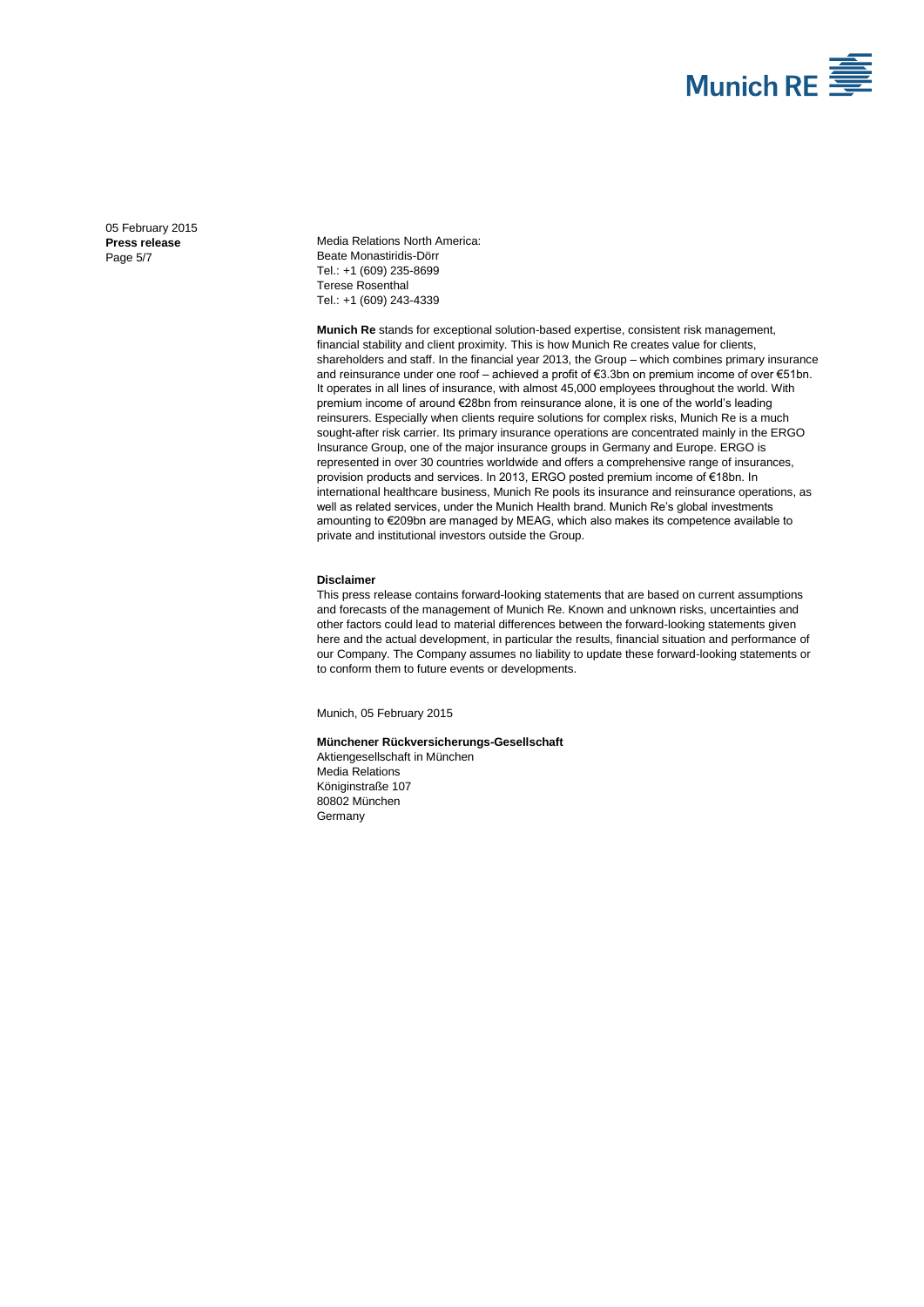Media Relations North America:
Beate Monastiridis-Dörr
Tel.: +1 (609) 235-8699
Terese Rosenthal
Tel.: +1 (609) 243-4339

**Munich Re** stands for exceptional solution-based expertise, consistent risk management, financial stability and client proximity. This is how Munich Re creates value for clients, shareholders and staff. In the financial year 2013, the Group – which combines primary insurance and reinsurance under one roof – achieved a profit of €3.3bn on premium income of over €51bn. It operates in all lines of insurance, with almost 45,000 employees throughout the world. With premium income of around €28bn from reinsurance alone, it is one of the world's leading reinsurers. Especially when clients require solutions for complex risks, Munich Re is a much sought-after risk carrier. Its primary insurance operations are concentrated mainly in the ERGO Insurance Group, one of the major insurance groups in Germany and Europe. ERGO is represented in over 30 countries worldwide and offers a comprehensive range of insurances, provision products and services. In 2013, ERGO posted premium income of €18bn. In international healthcare business, Munich Re pools its insurance and reinsurance operations, as well as related services, under the Munich Health brand. Munich Re's global investments amounting to €209bn are managed by MEAG, which also makes its competence available to private and institutional investors outside the Group.

**Disclaimer**

This press release contains forward-looking statements that are based on current assumptions and forecasts of the management of Munich Re. Known and unknown risks, uncertainties and other factors could lead to material differences between the forward-looking statements given here and the actual development, in particular the results, financial situation and performance of our Company. The Company assumes no liability to update these forward-looking statements or to conform them to future events or developments.

Munich, 05 February 2015

**Münchener Rückversicherungs-Gesellschaft**
Aktiengesellschaft in München
Media Relations
Königinstraße 107
80802 München
Germany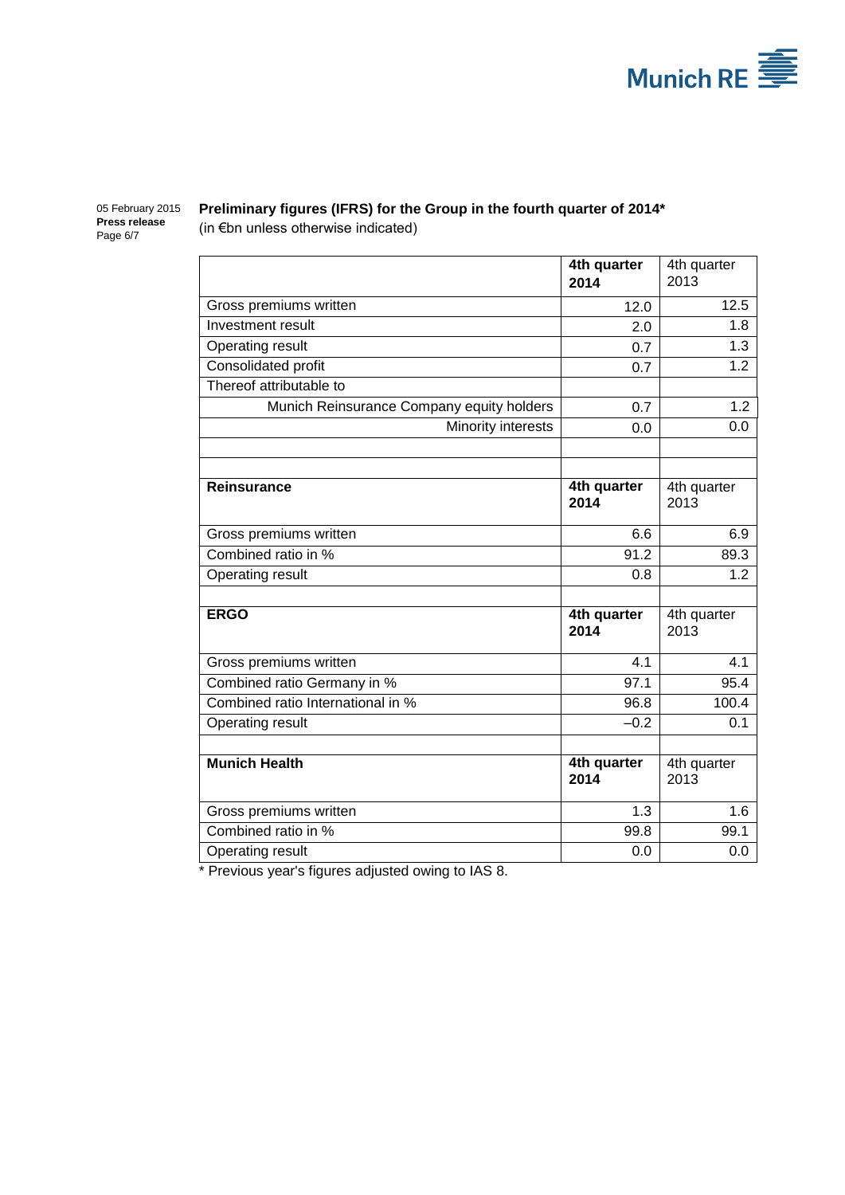**Preliminary figures (IFRS) for the Group in the fourth quarter of 2014***

(in €bn unless otherwise indicated)

| | **4th quarter 2014** | 4th quarter 2013 |
|---|---|---|
| Gross premiums written | 12.0 | 12.5 |
| Investment result | 2.0 | 1.8 |
| Operating result | 0.7 | 1.3 |
| Consolidated profit | 0.7 | 1.2 |
| Thereof attributable to | | |
| Munich Reinsurance Company equity holders | 0.7 | 1.2 |
| Minority interests | 0.0 | 0.0 |
| | | |
| | | |
| **Reinsurance** | **4th quarter 2014** | 4th quarter 2013 |
| Gross premiums written | 6.6 | 6.9 |
| Combined ratio in % | 91.2 | 89.3 |
| Operating result | 0.8 | 1.2 |
| | | |
| **ERGO** | **4th quarter 2014** | 4th quarter 2013 |
| Gross premiums written | 4.1 | 4.1 |
| Combined ratio Germany in % | 97.1 | 95.4 |
| Combined ratio International in % | 96.8 | 100.4 |
| Operating result | –0.2 | 0.1 |
| | | |
| **Munich Health** | **4th quarter 2014** | 4th quarter 2013 |
| Gross premiums written | 1.3 | 1.6 |
| Combined ratio in % | 99.8 | 99.1 |
| Operating result | 0.0 | 0.0 |

* Previous year's figures adjusted owing to IAS 8.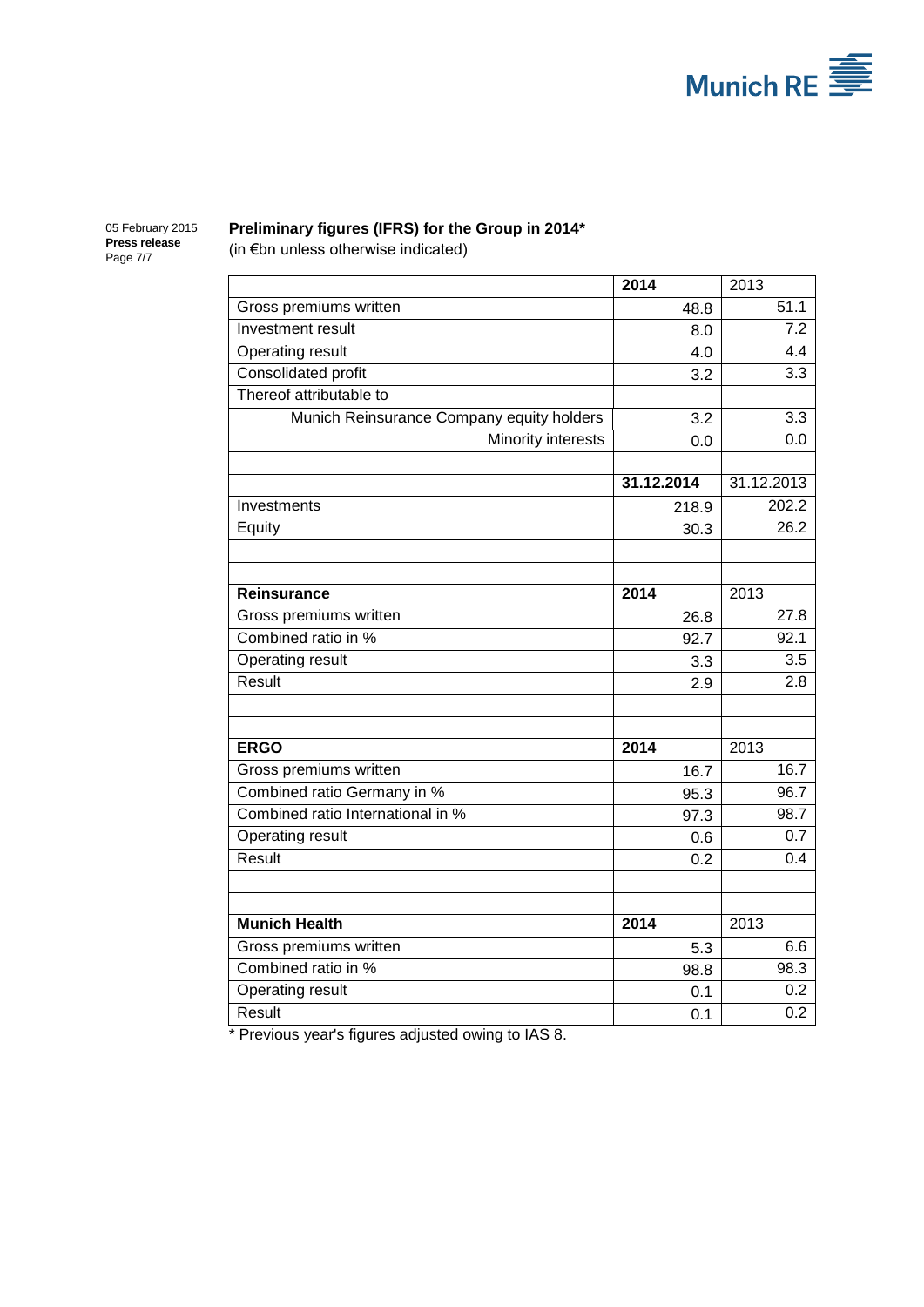05 February 2015
**Press release**

## Preliminary figures (IFRS) for the Group in 2014*

(in €bn unless otherwise indicated)

| | **2014** | 2013 |
|---|---|---|
| Gross premiums written | 48.8 | 51.1 |
| Investment result | 8.0 | 7.2 |
| Operating result | 4.0 | 4.4 |
| Consolidated profit | 3.2 | 3.3 |
| Thereof attributable to | | |
| Munich Reinsurance Company equity holders | 3.2 | 3.3 |
| Minority interests | 0.0 | 0.0 |
| | | |
| | **31.12.2014** | 31.12.2013 |
| Investments | 218.9 | 202.2 |
| Equity | 30.3 | 26.2 |
| | | |
| | | |
| **Reinsurance** | **2014** | 2013 |
| Gross premiums written | 26.8 | 27.8 |
| Combined ratio in % | 92.7 | 92.1 |
| Operating result | 3.3 | 3.5 |
| Result | 2.9 | 2.8 |
| | | |
| | | |
| **ERGO** | **2014** | 2013 |
| Gross premiums written | 16.7 | 16.7 |
| Combined ratio Germany in % | 95.3 | 96.7 |
| Combined ratio International in % | 97.3 | 98.7 |
| Operating result | 0.6 | 0.7 |
| Result | 0.2 | 0.4 |
| | | |
| | | |
| **Munich Health** | **2014** | 2013 |
| Gross premiums written | 5.3 | 6.6 |
| Combined ratio in % | 98.8 | 98.3 |
| Operating result | 0.1 | 0.2 |
| Result | 0.1 | 0.2 |

* Previous year's figures adjusted owing to IAS 8.